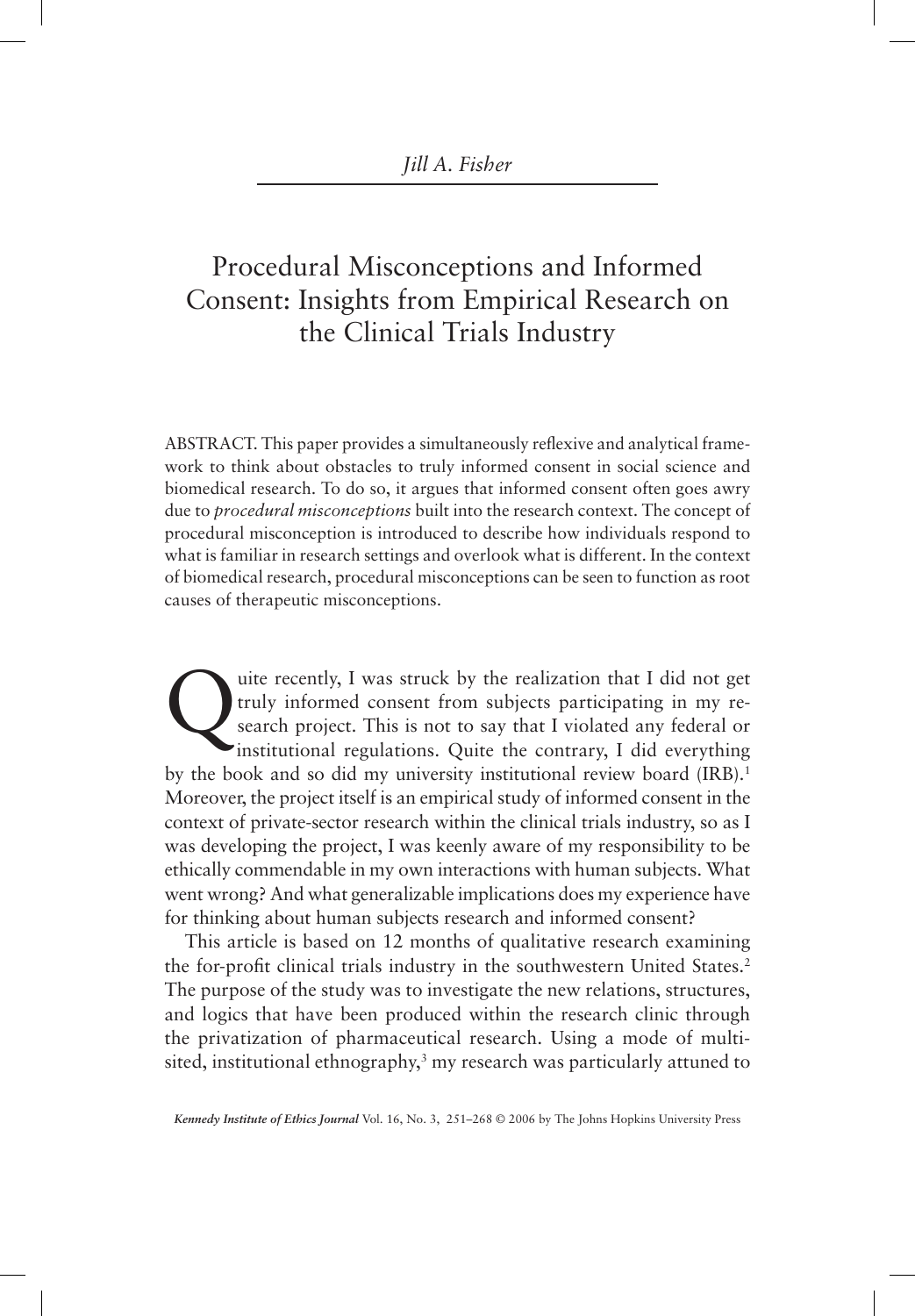Jill A. Fisher

# Procedural Misconceptions and Informed Consent: Insights from Empirical Research on the Clinical Trials Industry

ABSTRACT. This paper provides a simultaneously reflexive and analytical framework to think about obstacles to truly informed consent in social science and biomedical research. To do so, it argues that informed consent often goes awry due to *procedural misconceptions* built into the research context. The concept of procedural misconception is introduced to describe how individuals respond to what is familiar in research settings and overlook what is different. In the context of biomedical research, procedural misconceptions can be seen to function as root causes of therapeutic misconceptions.

Quite recently, I was struck by the realization that I did not get truly informed consent from subjects participating in my research project. This is not to say that I violated any federal or institutional regulations. Quite the contrary, I did everything by the book and so did my university institutional review board (IRB).[1] Moreover, the project itself is an empirical study of informed consent in the context of private-sector research within the clinical trials industry, so as I was developing the project, I was keenly aware of my responsibility to be ethically commendable in my own interactions with human subjects. What went wrong? And what generalizable implications does my experience have for thinking about human subjects research and informed consent?

This article is based on 12 months of qualitative research examining the for-profit clinical trials industry in the southwestern United States.[2] The purpose of the study was to investigate the new relations, structures, and logics that have been produced within the research clinic through the privatization of pharmaceutical research. Using a mode of multi-sited, institutional ethnography,[3] my research was particularly attuned to

*Kennedy Institute of Ethics Journal* Vol. 16, No. 3, 251–268 © 2006 by The Johns Hopkins University Press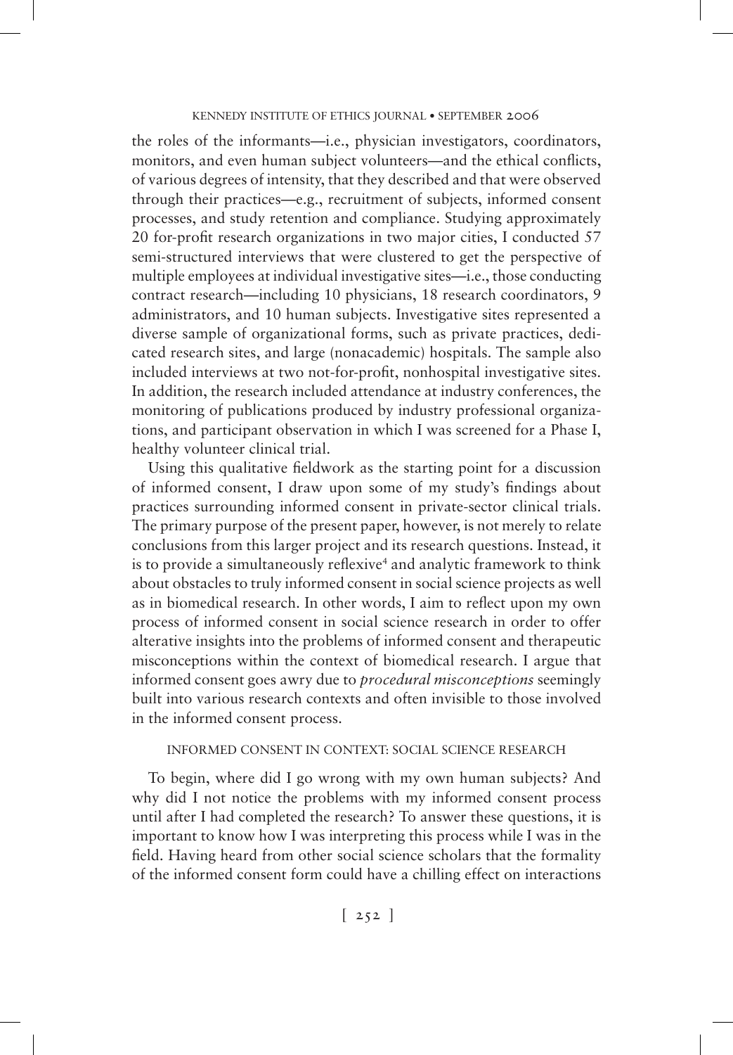the roles of the informants—i.e., physician investigators, coordinators, monitors, and even human subject volunteers—and the ethical conflicts, of various degrees of intensity, that they described and that were observed through their practices—e.g., recruitment of subjects, informed consent processes, and study retention and compliance. Studying approximately 20 for-profit research organizations in two major cities, I conducted 57 semi-structured interviews that were clustered to get the perspective of multiple employees at individual investigative sites—i.e., those conducting contract research—including 10 physicians, 18 research coordinators, 9 administrators, and 10 human subjects. Investigative sites represented a diverse sample of organizational forms, such as private practices, dedicated research sites, and large (nonacademic) hospitals. The sample also included interviews at two not-for-profit, nonhospital investigative sites. In addition, the research included attendance at industry conferences, the monitoring of publications produced by industry professional organizations, and participant observation in which I was screened for a Phase I, healthy volunteer clinical trial.

Using this qualitative fieldwork as the starting point for a discussion of informed consent, I draw upon some of my study's findings about practices surrounding informed consent in private-sector clinical trials. The primary purpose of the present paper, however, is not merely to relate conclusions from this larger project and its research questions. Instead, it is to provide a simultaneously reflexive[4] and analytic framework to think about obstacles to truly informed consent in social science projects as well as in biomedical research. In other words, I aim to reflect upon my own process of informed consent in social science research in order to offer alterative insights into the problems of informed consent and therapeutic misconceptions within the context of biomedical research. I argue that informed consent goes awry due to *procedural misconceptions* seemingly built into various research contexts and often invisible to those involved in the informed consent process.

## INFORMED CONSENT IN CONTEXT: SOCIAL SCIENCE RESEARCH

To begin, where did I go wrong with my own human subjects? And why did I not notice the problems with my informed consent process until after I had completed the research? To answer these questions, it is important to know how I was interpreting this process while I was in the field. Having heard from other social science scholars that the formality of the informed consent form could have a chilling effect on interactions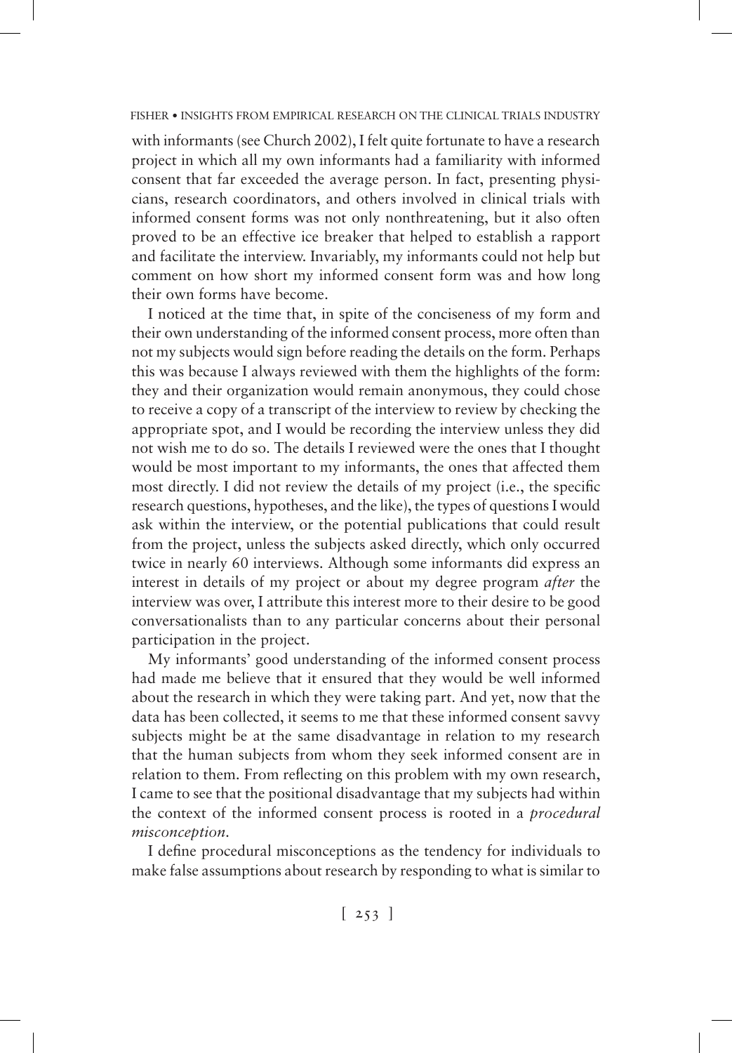with informants (see Church 2002), I felt quite fortunate to have a research project in which all my own informants had a familiarity with informed consent that far exceeded the average person. In fact, presenting physicians, research coordinators, and others involved in clinical trials with informed consent forms was not only nonthreatening, but it also often proved to be an effective ice breaker that helped to establish a rapport and facilitate the interview. Invariably, my informants could not help but comment on how short my informed consent form was and how long their own forms have become.

I noticed at the time that, in spite of the conciseness of my form and their own understanding of the informed consent process, more often than not my subjects would sign before reading the details on the form. Perhaps this was because I always reviewed with them the highlights of the form: they and their organization would remain anonymous, they could chose to receive a copy of a transcript of the interview to review by checking the appropriate spot, and I would be recording the interview unless they did not wish me to do so. The details I reviewed were the ones that I thought would be most important to my informants, the ones that affected them most directly. I did not review the details of my project (i.e., the specific research questions, hypotheses, and the like), the types of questions I would ask within the interview, or the potential publications that could result from the project, unless the subjects asked directly, which only occurred twice in nearly 60 interviews. Although some informants did express an interest in details of my project or about my degree program *after* the interview was over, I attribute this interest more to their desire to be good conversationalists than to any particular concerns about their personal participation in the project.

My informants' good understanding of the informed consent process had made me believe that it ensured that they would be well informed about the research in which they were taking part. And yet, now that the data has been collected, it seems to me that these informed consent savvy subjects might be at the same disadvantage in relation to my research that the human subjects from whom they seek informed consent are in relation to them. From reflecting on this problem with my own research, I came to see that the positional disadvantage that my subjects had within the context of the informed consent process is rooted in a *procedural misconception*.

I define procedural misconceptions as the tendency for individuals to make false assumptions about research by responding to what is similar to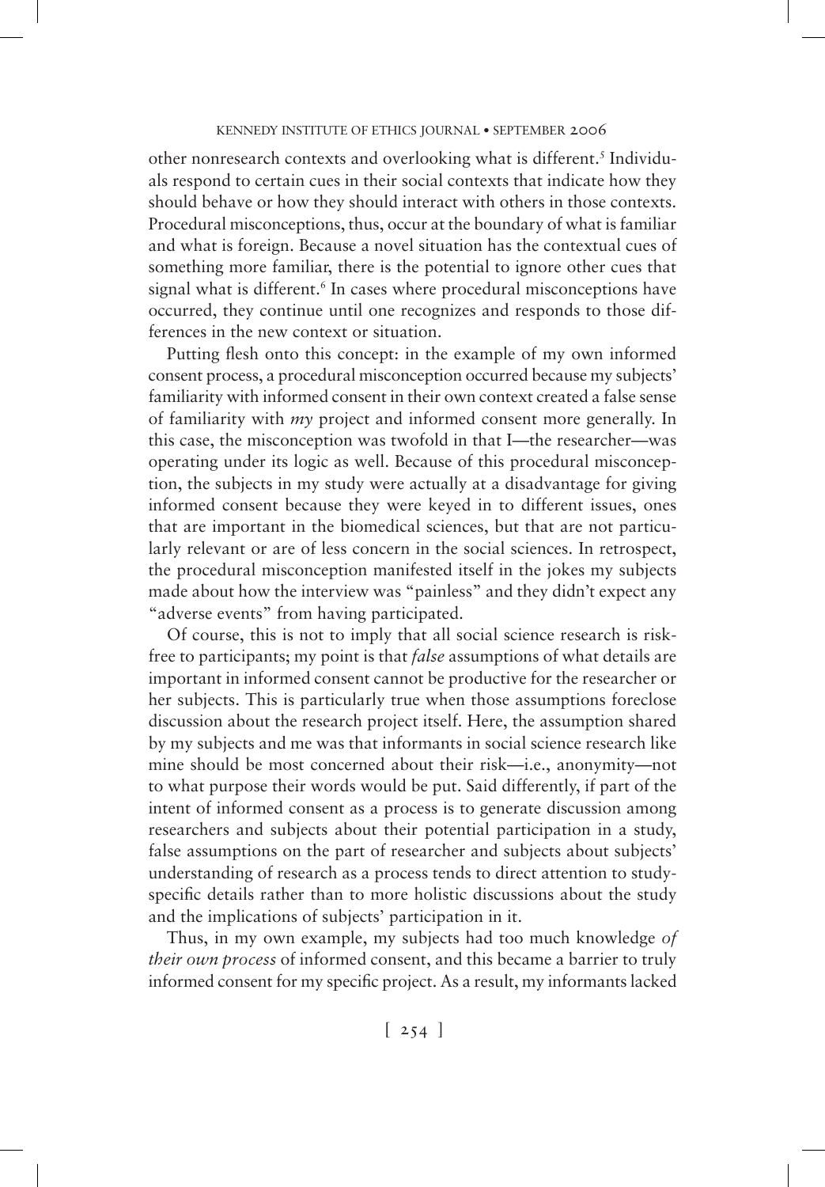other nonresearch contexts and overlooking what is different.[5] Individuals respond to certain cues in their social contexts that indicate how they should behave or how they should interact with others in those contexts. Procedural misconceptions, thus, occur at the boundary of what is familiar and what is foreign. Because a novel situation has the contextual cues of something more familiar, there is the potential to ignore other cues that signal what is different.[6] In cases where procedural misconceptions have occurred, they continue until one recognizes and responds to those differences in the new context or situation.

Putting flesh onto this concept: in the example of my own informed consent process, a procedural misconception occurred because my subjects' familiarity with informed consent in their own context created a false sense of familiarity with *my* project and informed consent more generally. In this case, the misconception was twofold in that I—the researcher—was operating under its logic as well. Because of this procedural misconception, the subjects in my study were actually at a disadvantage for giving informed consent because they were keyed in to different issues, ones that are important in the biomedical sciences, but that are not particularly relevant or are of less concern in the social sciences. In retrospect, the procedural misconception manifested itself in the jokes my subjects made about how the interview was "painless" and they didn't expect any "adverse events" from having participated.

Of course, this is not to imply that all social science research is risk-free to participants; my point is that *false* assumptions of what details are important in informed consent cannot be productive for the researcher or her subjects. This is particularly true when those assumptions foreclose discussion about the research project itself. Here, the assumption shared by my subjects and me was that informants in social science research like mine should be most concerned about their risk—i.e., anonymity—not to what purpose their words would be put. Said differently, if part of the intent of informed consent as a process is to generate discussion among researchers and subjects about their potential participation in a study, false assumptions on the part of researcher and subjects about subjects' understanding of research as a process tends to direct attention to study-specific details rather than to more holistic discussions about the study and the implications of subjects' participation in it.

Thus, in my own example, my subjects had too much knowledge *of their own process* of informed consent, and this became a barrier to truly informed consent for my specific project. As a result, my informants lacked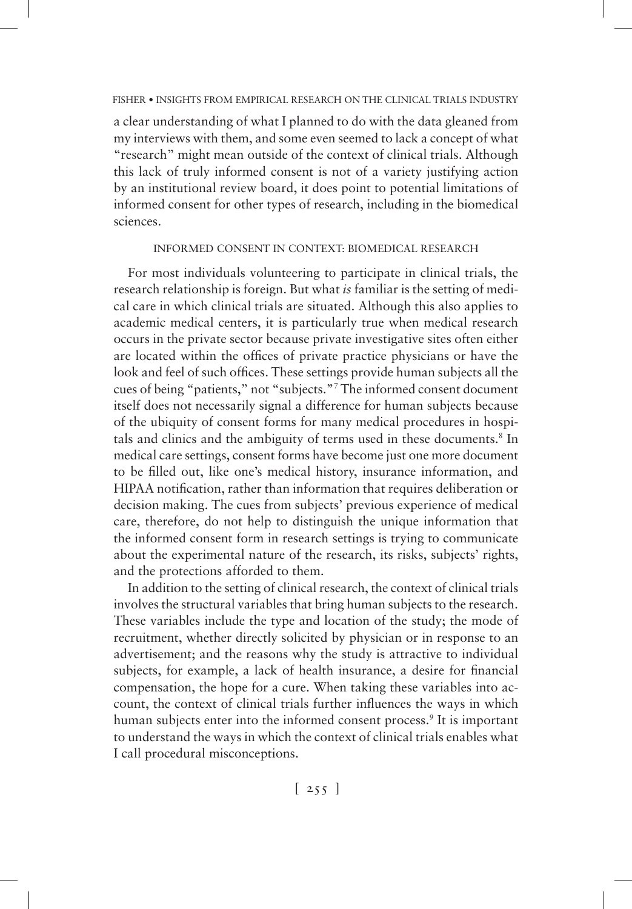a clear understanding of what I planned to do with the data gleaned from my interviews with them, and some even seemed to lack a concept of what "research" might mean outside of the context of clinical trials. Although this lack of truly informed consent is not of a variety justifying action by an institutional review board, it does point to potential limitations of informed consent for other types of research, including in the biomedical sciences.

## INFORMED CONSENT IN CONTEXT: BIOMEDICAL RESEARCH

For most individuals volunteering to participate in clinical trials, the research relationship is foreign. But what *is* familiar is the setting of medical care in which clinical trials are situated. Although this also applies to academic medical centers, it is particularly true when medical research occurs in the private sector because private investigative sites often either are located within the offices of private practice physicians or have the look and feel of such offices. These settings provide human subjects all the cues of being "patients," not "subjects."[7] The informed consent document itself does not necessarily signal a difference for human subjects because of the ubiquity of consent forms for many medical procedures in hospitals and clinics and the ambiguity of terms used in these documents.[8] In medical care settings, consent forms have become just one more document to be filled out, like one's medical history, insurance information, and HIPAA notification, rather than information that requires deliberation or decision making. The cues from subjects' previous experience of medical care, therefore, do not help to distinguish the unique information that the informed consent form in research settings is trying to communicate about the experimental nature of the research, its risks, subjects' rights, and the protections afforded to them.

In addition to the setting of clinical research, the context of clinical trials involves the structural variables that bring human subjects to the research. These variables include the type and location of the study; the mode of recruitment, whether directly solicited by physician or in response to an advertisement; and the reasons why the study is attractive to individual subjects, for example, a lack of health insurance, a desire for financial compensation, the hope for a cure. When taking these variables into account, the context of clinical trials further influences the ways in which human subjects enter into the informed consent process.[9] It is important to understand the ways in which the context of clinical trials enables what I call procedural misconceptions.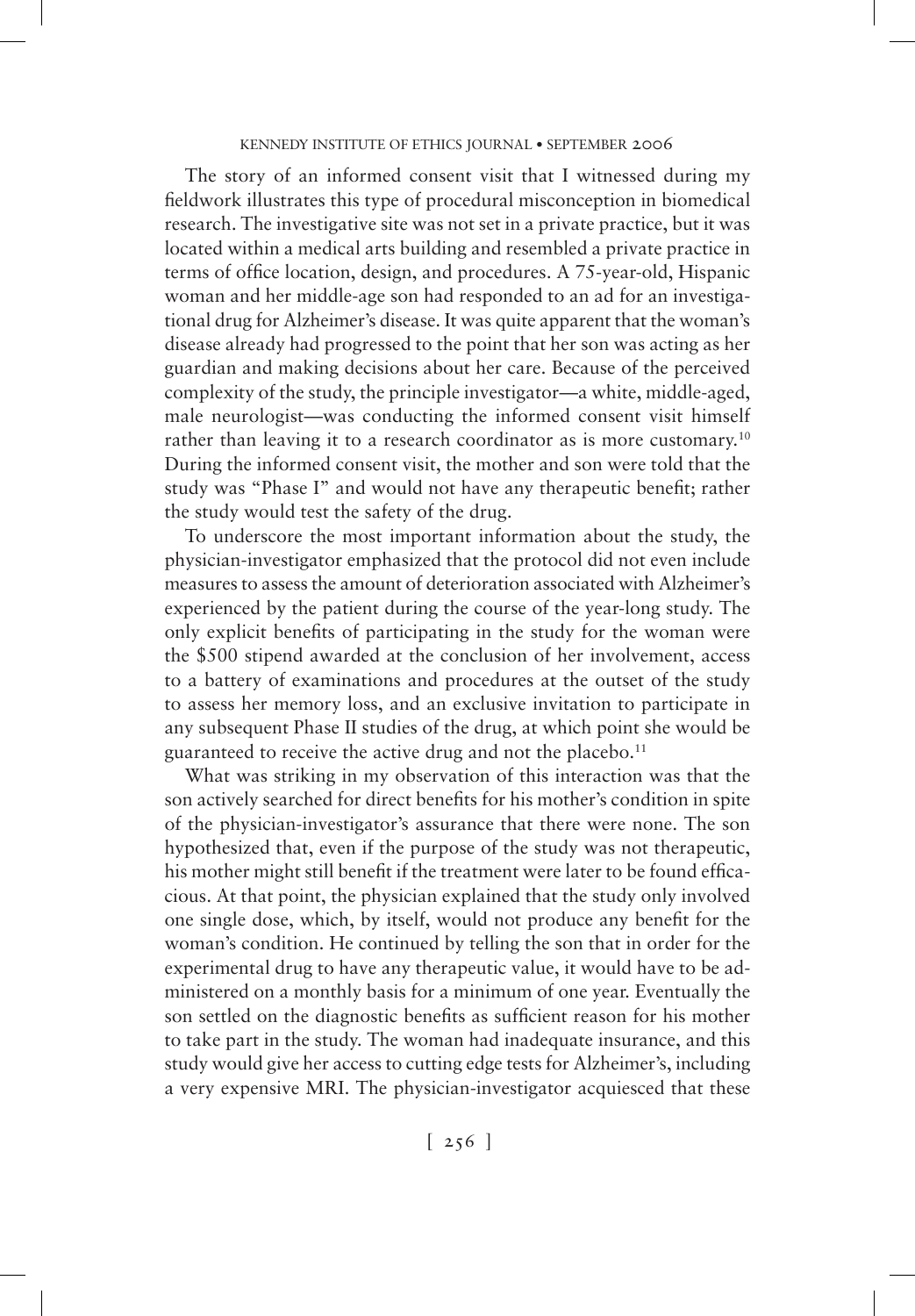The story of an informed consent visit that I witnessed during my fieldwork illustrates this type of procedural misconception in biomedical research. The investigative site was not set in a private practice, but it was located within a medical arts building and resembled a private practice in terms of office location, design, and procedures. A 75-year-old, Hispanic woman and her middle-age son had responded to an ad for an investigational drug for Alzheimer's disease. It was quite apparent that the woman's disease already had progressed to the point that her son was acting as her guardian and making decisions about her care. Because of the perceived complexity of the study, the principle investigator—a white, middle-aged, male neurologist—was conducting the informed consent visit himself rather than leaving it to a research coordinator as is more customary.[10] During the informed consent visit, the mother and son were told that the study was "Phase I" and would not have any therapeutic benefit; rather the study would test the safety of the drug.

To underscore the most important information about the study, the physician-investigator emphasized that the protocol did not even include measures to assess the amount of deterioration associated with Alzheimer's experienced by the patient during the course of the year-long study. The only explicit benefits of participating in the study for the woman were the $500 stipend awarded at the conclusion of her involvement, access to a battery of examinations and procedures at the outset of the study to assess her memory loss, and an exclusive invitation to participate in any subsequent Phase II studies of the drug, at which point she would be guaranteed to receive the active drug and not the placebo.[11]

What was striking in my observation of this interaction was that the son actively searched for direct benefits for his mother's condition in spite of the physician-investigator's assurance that there were none. The son hypothesized that, even if the purpose of the study was not therapeutic, his mother might still benefit if the treatment were later to be found efficacious. At that point, the physician explained that the study only involved one single dose, which, by itself, would not produce any benefit for the woman's condition. He continued by telling the son that in order for the experimental drug to have any therapeutic value, it would have to be administered on a monthly basis for a minimum of one year. Eventually the son settled on the diagnostic benefits as sufficient reason for his mother to take part in the study. The woman had inadequate insurance, and this study would give her access to cutting edge tests for Alzheimer's, including a very expensive MRI. The physician-investigator acquiesced that these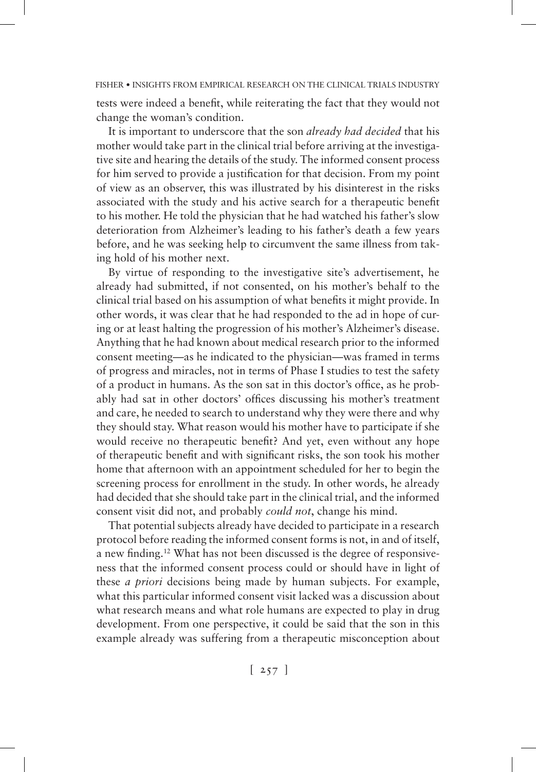tests were indeed a benefit, while reiterating the fact that they would not change the woman's condition.

It is important to underscore that the son *already had decided* that his mother would take part in the clinical trial before arriving at the investigative site and hearing the details of the study. The informed consent process for him served to provide a justification for that decision. From my point of view as an observer, this was illustrated by his disinterest in the risks associated with the study and his active search for a therapeutic benefit to his mother. He told the physician that he had watched his father's slow deterioration from Alzheimer's leading to his father's death a few years before, and he was seeking help to circumvent the same illness from taking hold of his mother next.

By virtue of responding to the investigative site's advertisement, he already had submitted, if not consented, on his mother's behalf to the clinical trial based on his assumption of what benefits it might provide. In other words, it was clear that he had responded to the ad in hope of curing or at least halting the progression of his mother's Alzheimer's disease. Anything that he had known about medical research prior to the informed consent meeting—as he indicated to the physician—was framed in terms of progress and miracles, not in terms of Phase I studies to test the safety of a product in humans. As the son sat in this doctor's office, as he probably had sat in other doctors' offices discussing his mother's treatment and care, he needed to search to understand why they were there and why they should stay. What reason would his mother have to participate if she would receive no therapeutic benefit? And yet, even without any hope of therapeutic benefit and with significant risks, the son took his mother home that afternoon with an appointment scheduled for her to begin the screening process for enrollment in the study. In other words, he already had decided that she should take part in the clinical trial, and the informed consent visit did not, and probably *could not*, change his mind.

That potential subjects already have decided to participate in a research protocol before reading the informed consent forms is not, in and of itself, a new finding.[12] What has not been discussed is the degree of responsiveness that the informed consent process could or should have in light of these *a priori* decisions being made by human subjects. For example, what this particular informed consent visit lacked was a discussion about what research means and what role humans are expected to play in drug development. From one perspective, it could be said that the son in this example already was suffering from a therapeutic misconception about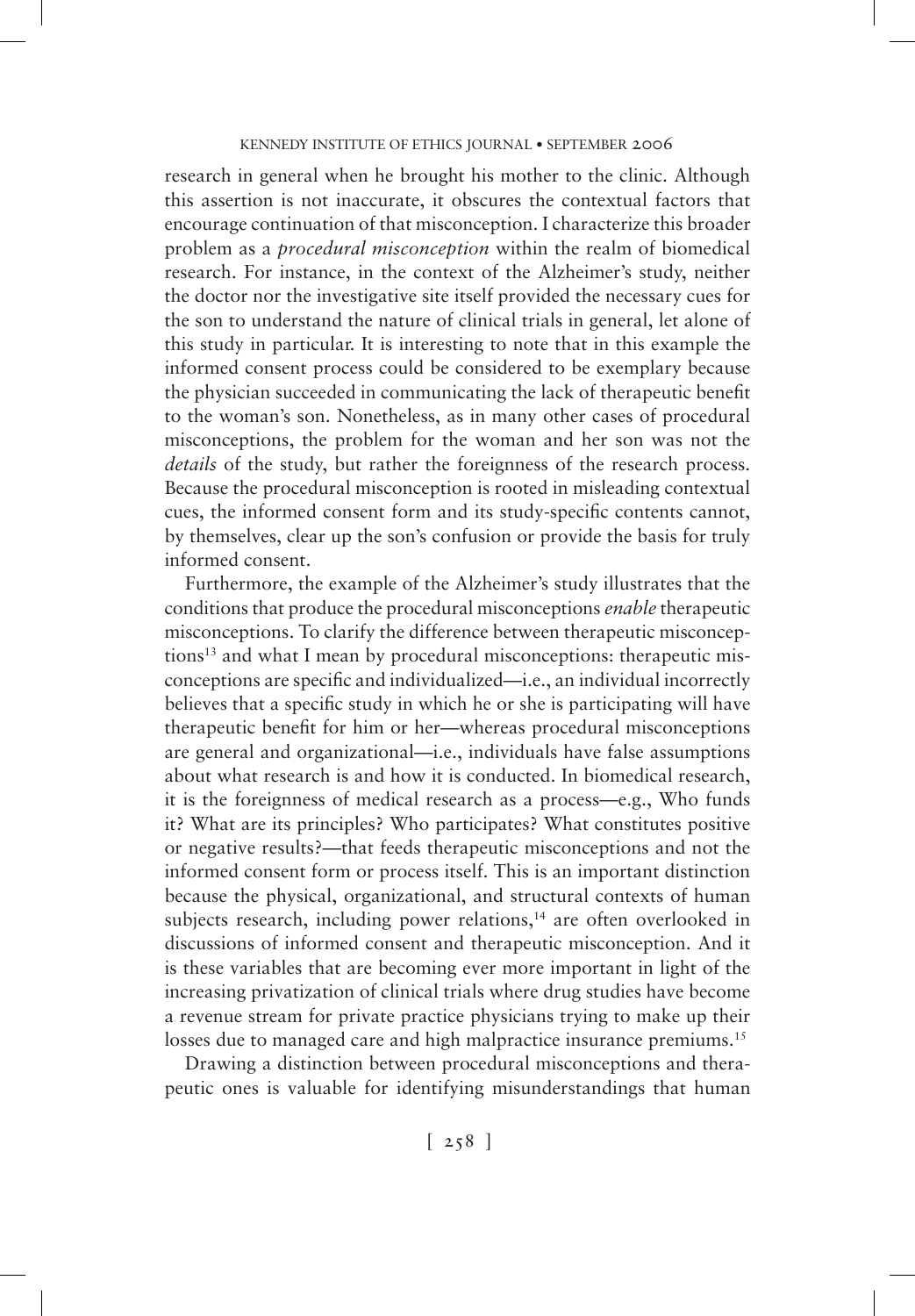research in general when he brought his mother to the clinic. Although this assertion is not inaccurate, it obscures the contextual factors that encourage continuation of that misconception. I characterize this broader problem as a *procedural misconception* within the realm of biomedical research. For instance, in the context of the Alzheimer's study, neither the doctor nor the investigative site itself provided the necessary cues for the son to understand the nature of clinical trials in general, let alone of this study in particular. It is interesting to note that in this example the informed consent process could be considered to be exemplary because the physician succeeded in communicating the lack of therapeutic benefit to the woman's son. Nonetheless, as in many other cases of procedural misconceptions, the problem for the woman and her son was not the *details* of the study, but rather the foreignness of the research process. Because the procedural misconception is rooted in misleading contextual cues, the informed consent form and its study-specific contents cannot, by themselves, clear up the son's confusion or provide the basis for truly informed consent.

Furthermore, the example of the Alzheimer's study illustrates that the conditions that produce the procedural misconceptions *enable* therapeutic misconceptions. To clarify the difference between therapeutic misconceptions[13] and what I mean by procedural misconceptions: therapeutic misconceptions are specific and individualized—i.e., an individual incorrectly believes that a specific study in which he or she is participating will have therapeutic benefit for him or her—whereas procedural misconceptions are general and organizational—i.e., individuals have false assumptions about what research is and how it is conducted. In biomedical research, it is the foreignness of medical research as a process—e.g., Who funds it? What are its principles? Who participates? What constitutes positive or negative results?—that feeds therapeutic misconceptions and not the informed consent form or process itself. This is an important distinction because the physical, organizational, and structural contexts of human subjects research, including power relations,[14] are often overlooked in discussions of informed consent and therapeutic misconception. And it is these variables that are becoming ever more important in light of the increasing privatization of clinical trials where drug studies have become a revenue stream for private practice physicians trying to make up their losses due to managed care and high malpractice insurance premiums.[15]

Drawing a distinction between procedural misconceptions and therapeutic ones is valuable for identifying misunderstandings that human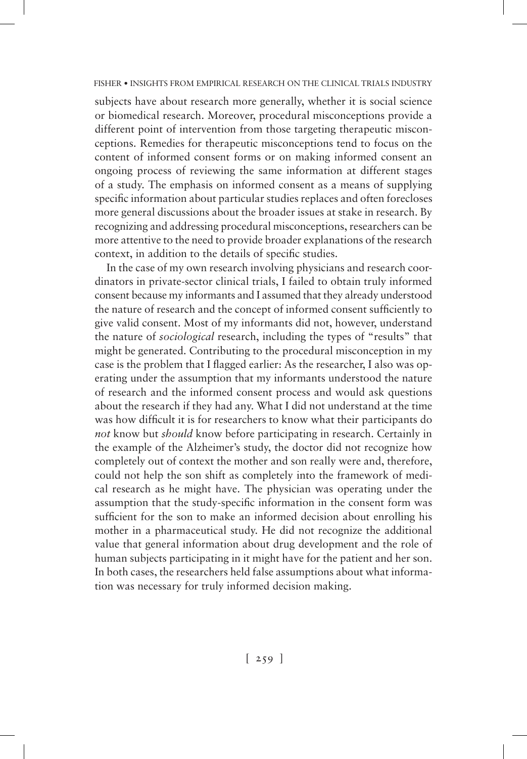subjects have about research more generally, whether it is social science or biomedical research. Moreover, procedural misconceptions provide a different point of intervention from those targeting therapeutic misconceptions. Remedies for therapeutic misconceptions tend to focus on the content of informed consent forms or on making informed consent an ongoing process of reviewing the same information at different stages of a study. The emphasis on informed consent as a means of supplying specific information about particular studies replaces and often forecloses more general discussions about the broader issues at stake in research. By recognizing and addressing procedural misconceptions, researchers can be more attentive to the need to provide broader explanations of the research context, in addition to the details of specific studies.

In the case of my own research involving physicians and research coordinators in private-sector clinical trials, I failed to obtain truly informed consent because my informants and I assumed that they already understood the nature of research and the concept of informed consent sufficiently to give valid consent. Most of my informants did not, however, understand the nature of *sociological* research, including the types of "results" that might be generated. Contributing to the procedural misconception in my case is the problem that I flagged earlier: As the researcher, I also was operating under the assumption that my informants understood the nature of research and the informed consent process and would ask questions about the research if they had any. What I did not understand at the time was how difficult it is for researchers to know what their participants do *not* know but *should* know before participating in research. Certainly in the example of the Alzheimer's study, the doctor did not recognize how completely out of context the mother and son really were and, therefore, could not help the son shift as completely into the framework of medical research as he might have. The physician was operating under the assumption that the study-specific information in the consent form was sufficient for the son to make an informed decision about enrolling his mother in a pharmaceutical study. He did not recognize the additional value that general information about drug development and the role of human subjects participating in it might have for the patient and her son. In both cases, the researchers held false assumptions about what information was necessary for truly informed decision making.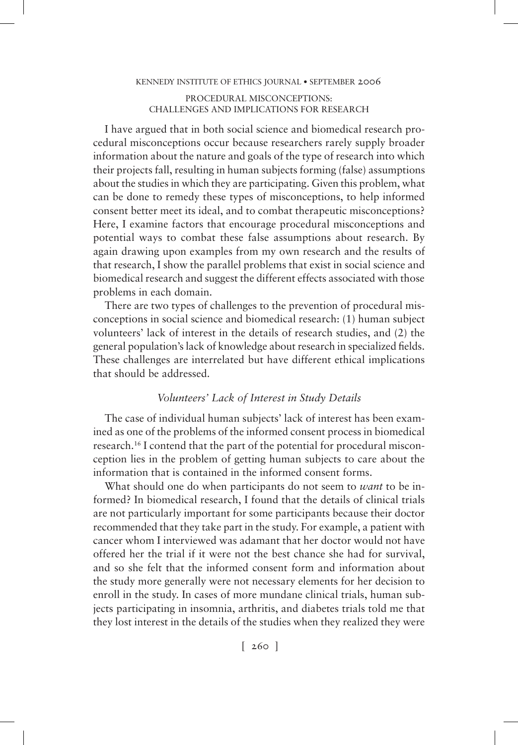## PROCEDURAL MISCONCEPTIONS: CHALLENGES AND IMPLICATIONS FOR RESEARCH

I have argued that in both social science and biomedical research procedural misconceptions occur because researchers rarely supply broader information about the nature and goals of the type of research into which their projects fall, resulting in human subjects forming (false) assumptions about the studies in which they are participating. Given this problem, what can be done to remedy these types of misconceptions, to help informed consent better meet its ideal, and to combat therapeutic misconceptions? Here, I examine factors that encourage procedural misconceptions and potential ways to combat these false assumptions about research. By again drawing upon examples from my own research and the results of that research, I show the parallel problems that exist in social science and biomedical research and suggest the different effects associated with those problems in each domain.

There are two types of challenges to the prevention of procedural misconceptions in social science and biomedical research: (1) human subject volunteers' lack of interest in the details of research studies, and (2) the general population's lack of knowledge about research in specialized fields. These challenges are interrelated but have different ethical implications that should be addressed.

### *Volunteers' Lack of Interest in Study Details*

The case of individual human subjects' lack of interest has been examined as one of the problems of the informed consent process in biomedical research.[16] I contend that the part of the potential for procedural misconception lies in the problem of getting human subjects to care about the information that is contained in the informed consent forms.

What should one do when participants do not seem to *want* to be informed? In biomedical research, I found that the details of clinical trials are not particularly important for some participants because their doctor recommended that they take part in the study. For example, a patient with cancer whom I interviewed was adamant that her doctor would not have offered her the trial if it were not the best chance she had for survival, and so she felt that the informed consent form and information about the study more generally were not necessary elements for her decision to enroll in the study. In cases of more mundane clinical trials, human subjects participating in insomnia, arthritis, and diabetes trials told me that they lost interest in the details of the studies when they realized they were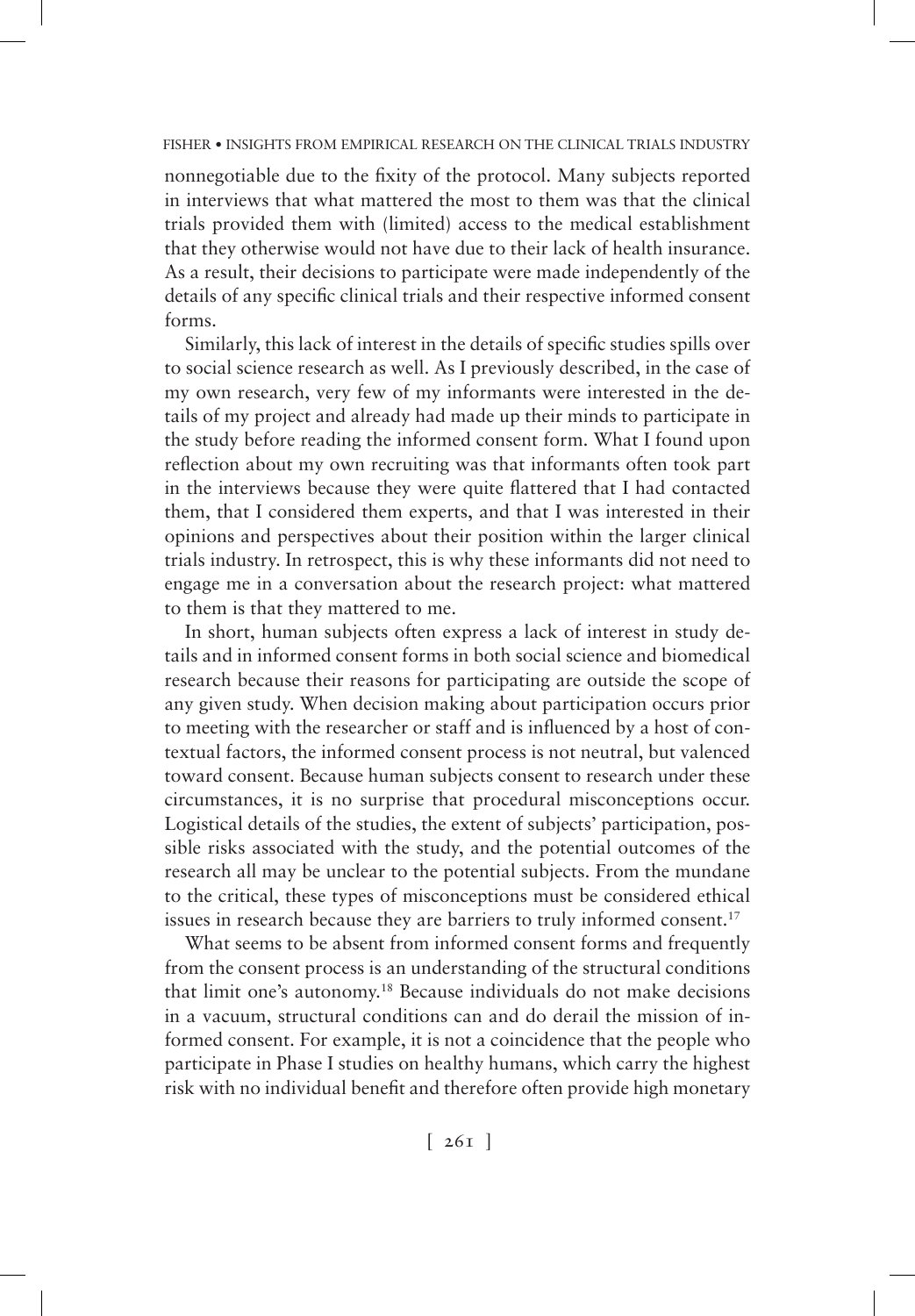nonnegotiable due to the fixity of the protocol. Many subjects reported in interviews that what mattered the most to them was that the clinical trials provided them with (limited) access to the medical establishment that they otherwise would not have due to their lack of health insurance. As a result, their decisions to participate were made independently of the details of any specific clinical trials and their respective informed consent forms.

Similarly, this lack of interest in the details of specific studies spills over to social science research as well. As I previously described, in the case of my own research, very few of my informants were interested in the details of my project and already had made up their minds to participate in the study before reading the informed consent form. What I found upon reflection about my own recruiting was that informants often took part in the interviews because they were quite flattered that I had contacted them, that I considered them experts, and that I was interested in their opinions and perspectives about their position within the larger clinical trials industry. In retrospect, this is why these informants did not need to engage me in a conversation about the research project: what mattered to them is that they mattered to me.

In short, human subjects often express a lack of interest in study details and in informed consent forms in both social science and biomedical research because their reasons for participating are outside the scope of any given study. When decision making about participation occurs prior to meeting with the researcher or staff and is influenced by a host of contextual factors, the informed consent process is not neutral, but valenced toward consent. Because human subjects consent to research under these circumstances, it is no surprise that procedural misconceptions occur. Logistical details of the studies, the extent of subjects' participation, possible risks associated with the study, and the potential outcomes of the research all may be unclear to the potential subjects. From the mundane to the critical, these types of misconceptions must be considered ethical issues in research because they are barriers to truly informed consent.[17]

What seems to be absent from informed consent forms and frequently from the consent process is an understanding of the structural conditions that limit one's autonomy.[18] Because individuals do not make decisions in a vacuum, structural conditions can and do derail the mission of informed consent. For example, it is not a coincidence that the people who participate in Phase I studies on healthy humans, which carry the highest risk with no individual benefit and therefore often provide high monetary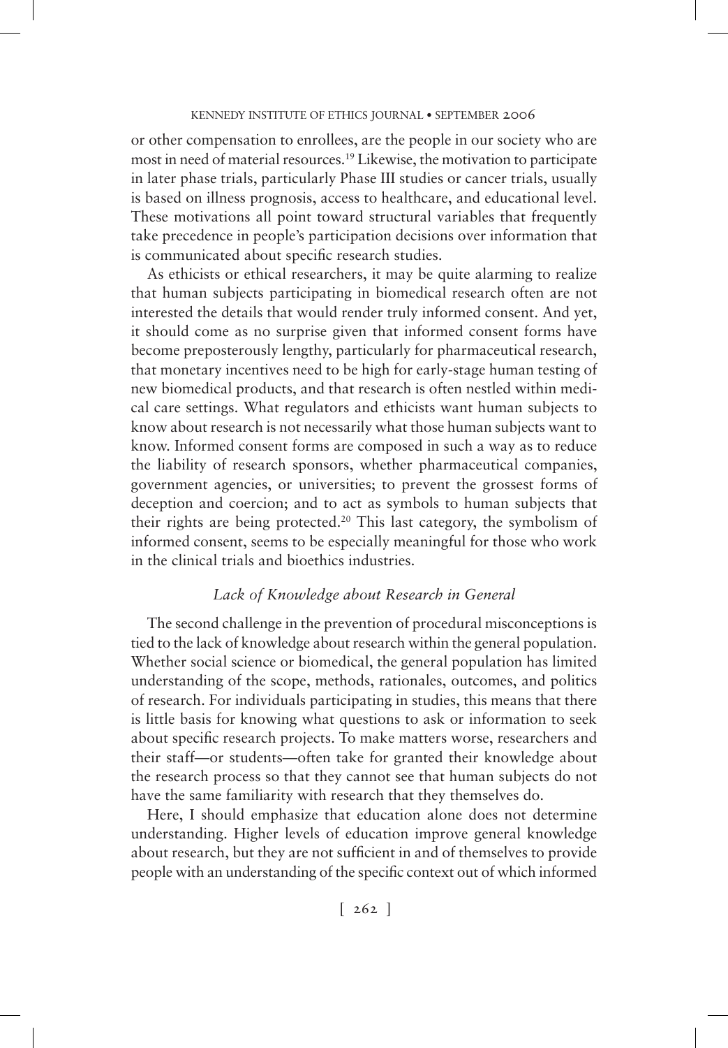or other compensation to enrollees, are the people in our society who are most in need of material resources.[19] Likewise, the motivation to participate in later phase trials, particularly Phase III studies or cancer trials, usually is based on illness prognosis, access to healthcare, and educational level. These motivations all point toward structural variables that frequently take precedence in people's participation decisions over information that is communicated about specific research studies.

As ethicists or ethical researchers, it may be quite alarming to realize that human subjects participating in biomedical research often are not interested the details that would render truly informed consent. And yet, it should come as no surprise given that informed consent forms have become preposterously lengthy, particularly for pharmaceutical research, that monetary incentives need to be high for early-stage human testing of new biomedical products, and that research is often nestled within medical care settings. What regulators and ethicists want human subjects to know about research is not necessarily what those human subjects want to know. Informed consent forms are composed in such a way as to reduce the liability of research sponsors, whether pharmaceutical companies, government agencies, or universities; to prevent the grossest forms of deception and coercion; and to act as symbols to human subjects that their rights are being protected.[20] This last category, the symbolism of informed consent, seems to be especially meaningful for those who work in the clinical trials and bioethics industries.

### *Lack of Knowledge about Research in General*

The second challenge in the prevention of procedural misconceptions is tied to the lack of knowledge about research within the general population. Whether social science or biomedical, the general population has limited understanding of the scope, methods, rationales, outcomes, and politics of research. For individuals participating in studies, this means that there is little basis for knowing what questions to ask or information to seek about specific research projects. To make matters worse, researchers and their staff—or students—often take for granted their knowledge about the research process so that they cannot see that human subjects do not have the same familiarity with research that they themselves do.

Here, I should emphasize that education alone does not determine understanding. Higher levels of education improve general knowledge about research, but they are not sufficient in and of themselves to provide people with an understanding of the specific context out of which informed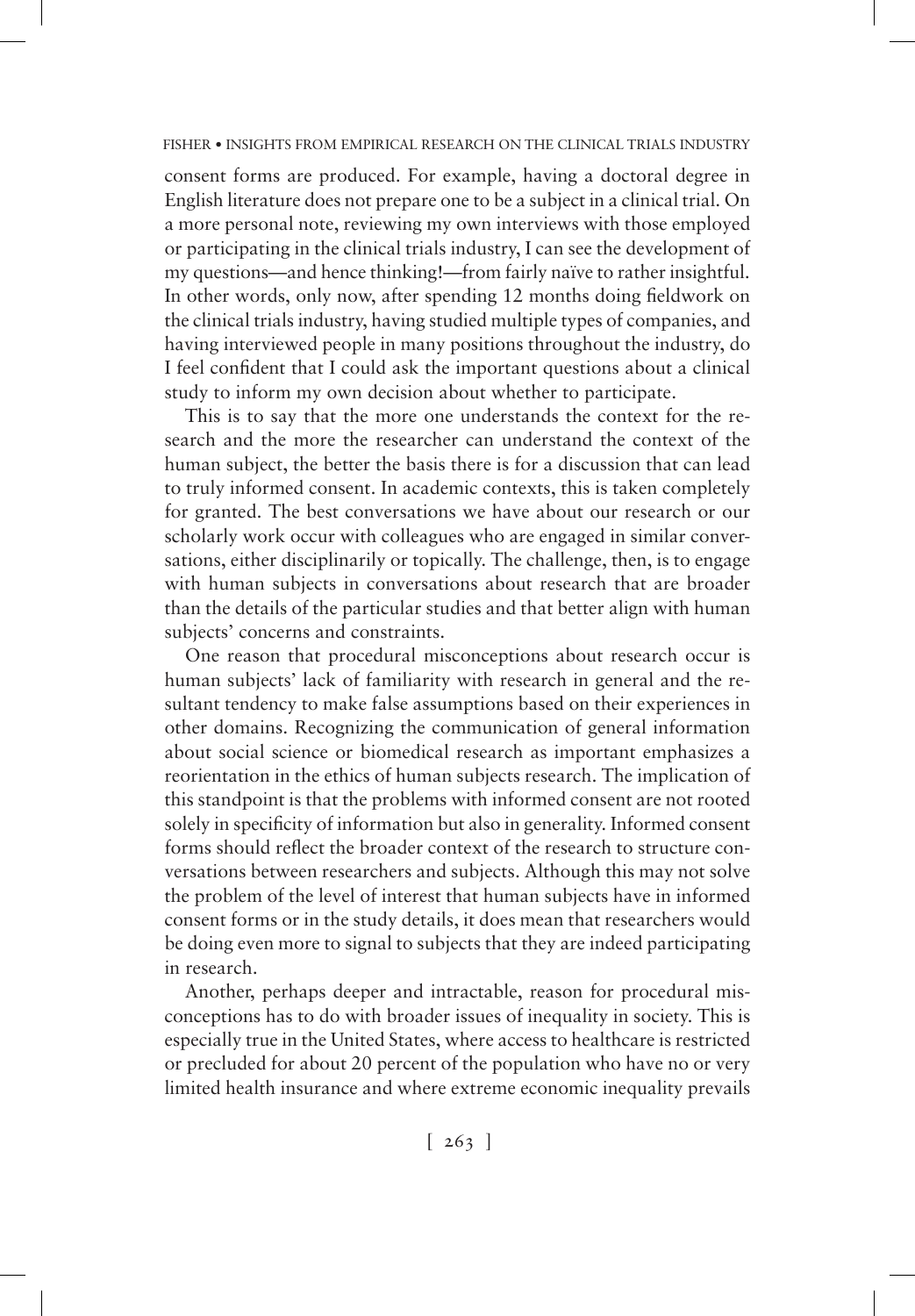consent forms are produced. For example, having a doctoral degree in English literature does not prepare one to be a subject in a clinical trial. On a more personal note, reviewing my own interviews with those employed or participating in the clinical trials industry, I can see the development of my questions—and hence thinking!—from fairly naïve to rather insightful. In other words, only now, after spending 12 months doing fieldwork on the clinical trials industry, having studied multiple types of companies, and having interviewed people in many positions throughout the industry, do I feel confident that I could ask the important questions about a clinical study to inform my own decision about whether to participate.

This is to say that the more one understands the context for the research and the more the researcher can understand the context of the human subject, the better the basis there is for a discussion that can lead to truly informed consent. In academic contexts, this is taken completely for granted. The best conversations we have about our research or our scholarly work occur with colleagues who are engaged in similar conversations, either disciplinarily or topically. The challenge, then, is to engage with human subjects in conversations about research that are broader than the details of the particular studies and that better align with human subjects' concerns and constraints.

One reason that procedural misconceptions about research occur is human subjects' lack of familiarity with research in general and the resultant tendency to make false assumptions based on their experiences in other domains. Recognizing the communication of general information about social science or biomedical research as important emphasizes a reorientation in the ethics of human subjects research. The implication of this standpoint is that the problems with informed consent are not rooted solely in specificity of information but also in generality. Informed consent forms should reflect the broader context of the research to structure conversations between researchers and subjects. Although this may not solve the problem of the level of interest that human subjects have in informed consent forms or in the study details, it does mean that researchers would be doing even more to signal to subjects that they are indeed participating in research.

Another, perhaps deeper and intractable, reason for procedural misconceptions has to do with broader issues of inequality in society. This is especially true in the United States, where access to healthcare is restricted or precluded for about 20 percent of the population who have no or very limited health insurance and where extreme economic inequality prevails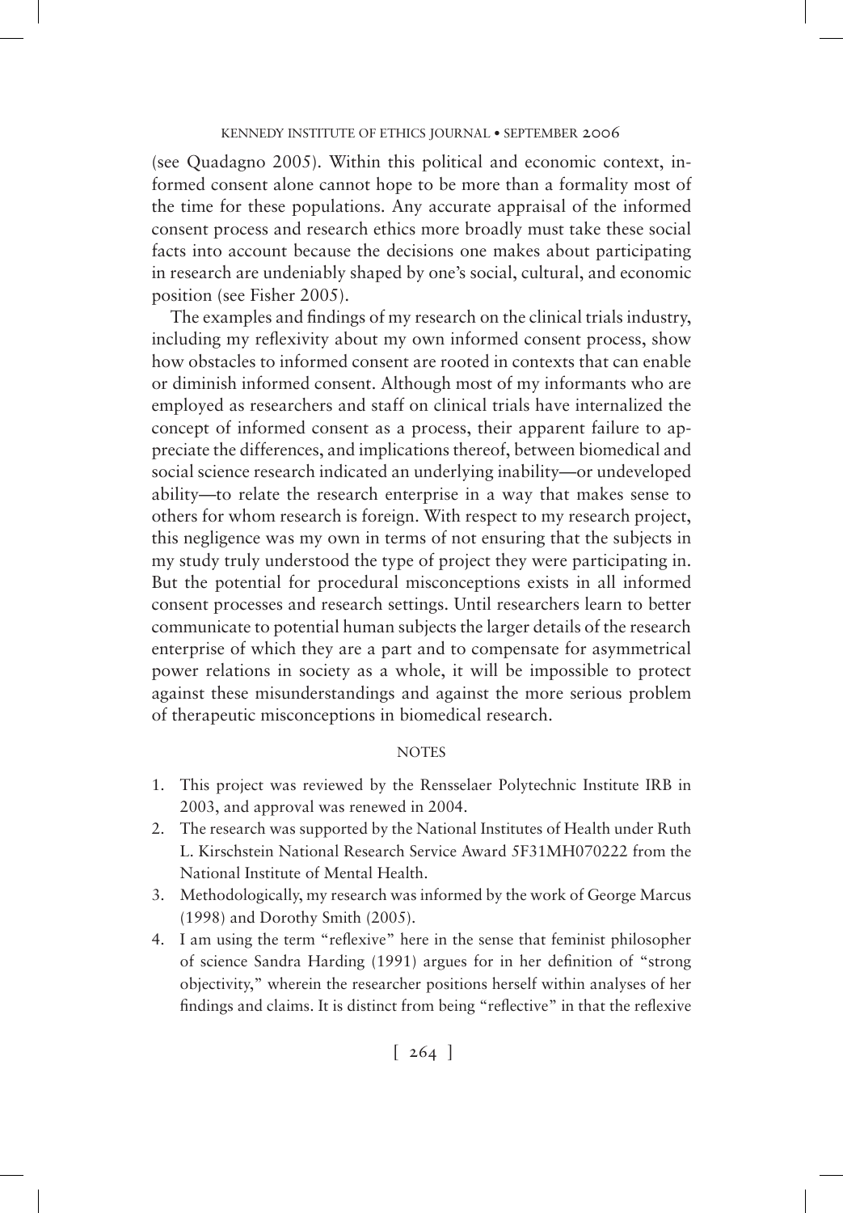(see Quadagno 2005). Within this political and economic context, informed consent alone cannot hope to be more than a formality most of the time for these populations. Any accurate appraisal of the informed consent process and research ethics more broadly must take these social facts into account because the decisions one makes about participating in research are undeniably shaped by one's social, cultural, and economic position (see Fisher 2005).

The examples and findings of my research on the clinical trials industry, including my reflexivity about my own informed consent process, show how obstacles to informed consent are rooted in contexts that can enable or diminish informed consent. Although most of my informants who are employed as researchers and staff on clinical trials have internalized the concept of informed consent as a process, their apparent failure to appreciate the differences, and implications thereof, between biomedical and social science research indicated an underlying inability—or undeveloped ability—to relate the research enterprise in a way that makes sense to others for whom research is foreign. With respect to my research project, this negligence was my own in terms of not ensuring that the subjects in my study truly understood the type of project they were participating in. But the potential for procedural misconceptions exists in all informed consent processes and research settings. Until researchers learn to better communicate to potential human subjects the larger details of the research enterprise of which they are a part and to compensate for asymmetrical power relations in society as a whole, it will be impossible to protect against these misunderstandings and against the more serious problem of therapeutic misconceptions in biomedical research.

## NOTES

1. This project was reviewed by the Rensselaer Polytechnic Institute IRB in 2003, and approval was renewed in 2004.
2. The research was supported by the National Institutes of Health under Ruth L. Kirschstein National Research Service Award 5F31MH070222 from the National Institute of Mental Health.
3. Methodologically, my research was informed by the work of George Marcus (1998) and Dorothy Smith (2005).
4. I am using the term "reflexive" here in the sense that feminist philosopher of science Sandra Harding (1991) argues for in her definition of "strong objectivity," wherein the researcher positions herself within analyses of her findings and claims. It is distinct from being "reflective" in that the reflexive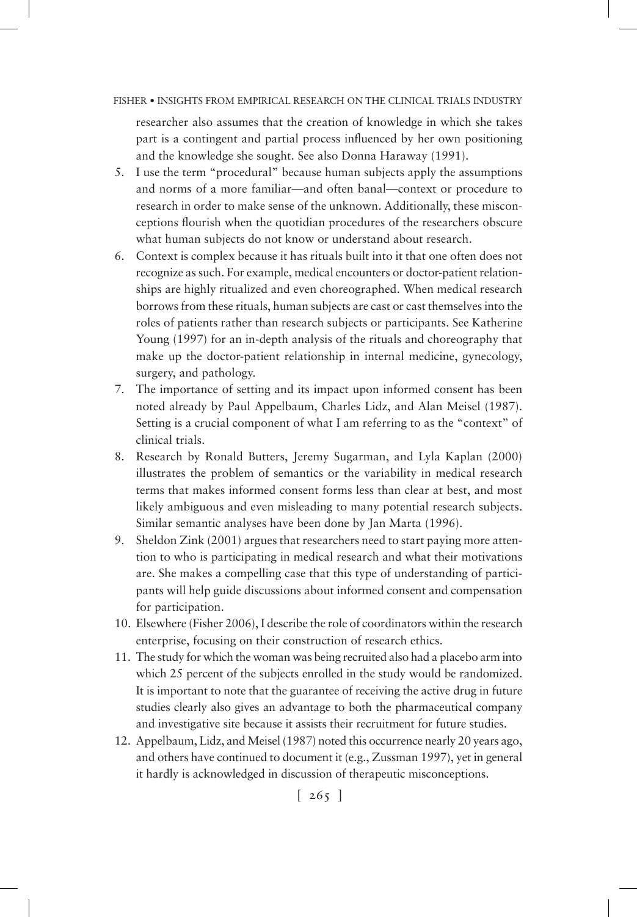researcher also assumes that the creation of knowledge in which she takes part is a contingent and partial process influenced by her own positioning and the knowledge she sought. See also Donna Haraway (1991).

5. I use the term "procedural" because human subjects apply the assumptions and norms of a more familiar—and often banal—context or procedure to research in order to make sense of the unknown. Additionally, these misconceptions flourish when the quotidian procedures of the researchers obscure what human subjects do not know or understand about research.
6. Context is complex because it has rituals built into it that one often does not recognize as such. For example, medical encounters or doctor-patient relationships are highly ritualized and even choreographed. When medical research borrows from these rituals, human subjects are cast or cast themselves into the roles of patients rather than research subjects or participants. See Katherine Young (1997) for an in-depth analysis of the rituals and choreography that make up the doctor-patient relationship in internal medicine, gynecology, surgery, and pathology.
7. The importance of setting and its impact upon informed consent has been noted already by Paul Appelbaum, Charles Lidz, and Alan Meisel (1987). Setting is a crucial component of what I am referring to as the "context" of clinical trials.
8. Research by Ronald Butters, Jeremy Sugarman, and Lyla Kaplan (2000) illustrates the problem of semantics or the variability in medical research terms that makes informed consent forms less than clear at best, and most likely ambiguous and even misleading to many potential research subjects. Similar semantic analyses have been done by Jan Marta (1996).
9. Sheldon Zink (2001) argues that researchers need to start paying more attention to who is participating in medical research and what their motivations are. She makes a compelling case that this type of understanding of participants will help guide discussions about informed consent and compensation for participation.
10. Elsewhere (Fisher 2006), I describe the role of coordinators within the research enterprise, focusing on their construction of research ethics.
11. The study for which the woman was being recruited also had a placebo arm into which 25 percent of the subjects enrolled in the study would be randomized. It is important to note that the guarantee of receiving the active drug in future studies clearly also gives an advantage to both the pharmaceutical company and investigative site because it assists their recruitment for future studies.
12. Appelbaum, Lidz, and Meisel (1987) noted this occurrence nearly 20 years ago, and others have continued to document it (e.g., Zussman 1997), yet in general it hardly is acknowledged in discussion of therapeutic misconceptions.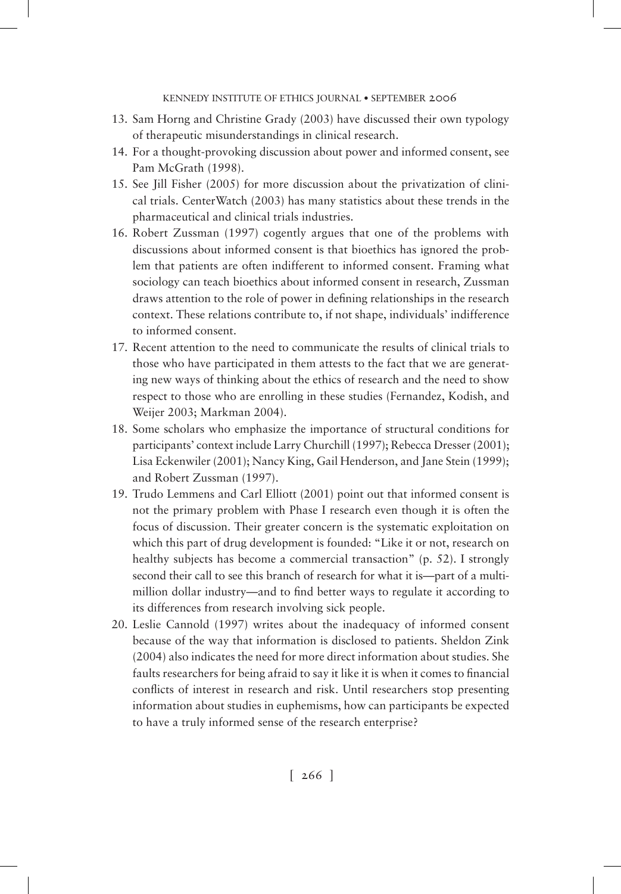13. Sam Horng and Christine Grady (2003) have discussed their own typology of therapeutic misunderstandings in clinical research.
14. For a thought-provoking discussion about power and informed consent, see Pam McGrath (1998).
15. See Jill Fisher (2005) for more discussion about the privatization of clinical trials. CenterWatch (2003) has many statistics about these trends in the pharmaceutical and clinical trials industries.
16. Robert Zussman (1997) cogently argues that one of the problems with discussions about informed consent is that bioethics has ignored the problem that patients are often indifferent to informed consent. Framing what sociology can teach bioethics about informed consent in research, Zussman draws attention to the role of power in defining relationships in the research context. These relations contribute to, if not shape, individuals' indifference to informed consent.
17. Recent attention to the need to communicate the results of clinical trials to those who have participated in them attests to the fact that we are generating new ways of thinking about the ethics of research and the need to show respect to those who are enrolling in these studies (Fernandez, Kodish, and Weijer 2003; Markman 2004).
18. Some scholars who emphasize the importance of structural conditions for participants' context include Larry Churchill (1997); Rebecca Dresser (2001); Lisa Eckenwiler (2001); Nancy King, Gail Henderson, and Jane Stein (1999); and Robert Zussman (1997).
19. Trudo Lemmens and Carl Elliott (2001) point out that informed consent is not the primary problem with Phase I research even though it is often the focus of discussion. Their greater concern is the systematic exploitation on which this part of drug development is founded: "Like it or not, research on healthy subjects has become a commercial transaction" (p. 52). I strongly second their call to see this branch of research for what it is—part of a multimillion dollar industry—and to find better ways to regulate it according to its differences from research involving sick people.
20. Leslie Cannold (1997) writes about the inadequacy of informed consent because of the way that information is disclosed to patients. Sheldon Zink (2004) also indicates the need for more direct information about studies. She faults researchers for being afraid to say it like it is when it comes to financial conflicts of interest in research and risk. Until researchers stop presenting information about studies in euphemisms, how can participants be expected to have a truly informed sense of the research enterprise?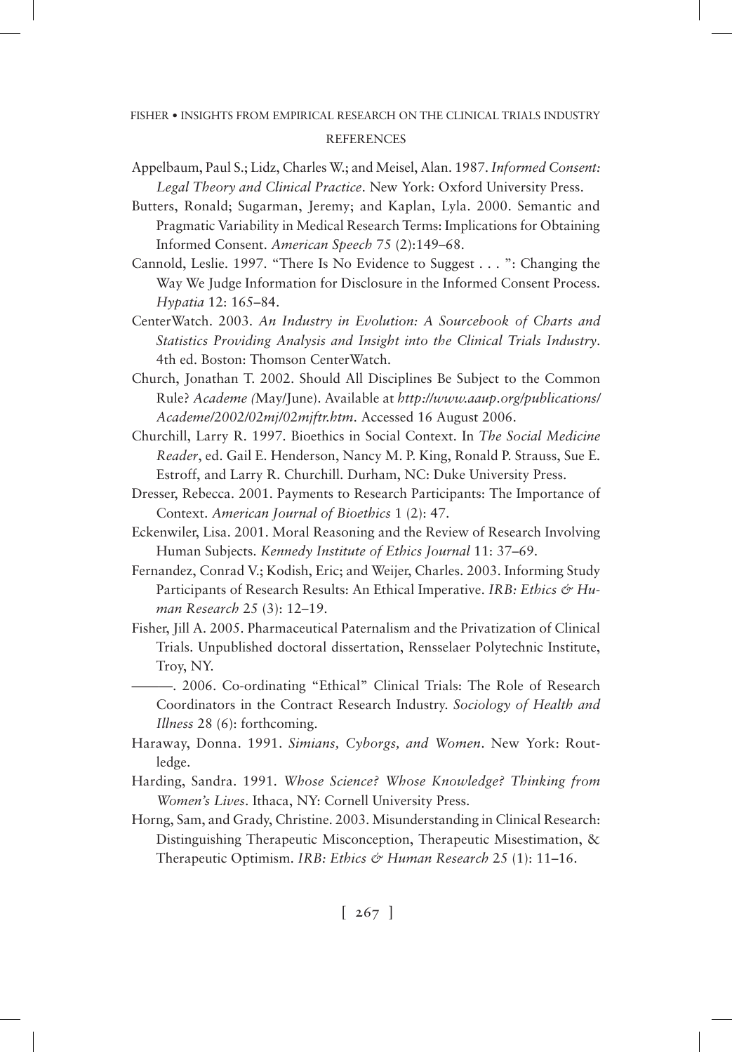## REFERENCES

Appelbaum, Paul S.; Lidz, Charles W.; and Meisel, Alan. 1987. *Informed Consent: Legal Theory and Clinical Practice*. New York: Oxford University Press.

Butters, Ronald; Sugarman, Jeremy; and Kaplan, Lyla. 2000. Semantic and Pragmatic Variability in Medical Research Terms: Implications for Obtaining Informed Consent. *American Speech* 75 (2):149–68.

Cannold, Leslie. 1997. "There Is No Evidence to Suggest . . . ": Changing the Way We Judge Information for Disclosure in the Informed Consent Process. *Hypatia* 12: 165–84.

CenterWatch. 2003. *An Industry in Evolution: A Sourcebook of Charts and Statistics Providing Analysis and Insight into the Clinical Trials Industry*. 4th ed. Boston: Thomson CenterWatch.

Church, Jonathan T. 2002. Should All Disciplines Be Subject to the Common Rule? *Academe (*May/June). Available at *http://www.aaup.org/publications/Academe/2002/02mj/02mjftr.htm*. Accessed 16 August 2006.

Churchill, Larry R. 1997. Bioethics in Social Context. In *The Social Medicine Reader*, ed. Gail E. Henderson, Nancy M. P. King, Ronald P. Strauss, Sue E. Estroff, and Larry R. Churchill. Durham, NC: Duke University Press.

Dresser, Rebecca. 2001. Payments to Research Participants: The Importance of Context. *American Journal of Bioethics* 1 (2): 47.

Eckenwiler, Lisa. 2001. Moral Reasoning and the Review of Research Involving Human Subjects. *Kennedy Institute of Ethics Journal* 11: 37–69.

Fernandez, Conrad V.; Kodish, Eric; and Weijer, Charles. 2003. Informing Study Participants of Research Results: An Ethical Imperative. *IRB: Ethics & Human Research* 25 (3): 12–19.

Fisher, Jill A. 2005. Pharmaceutical Paternalism and the Privatization of Clinical Trials. Unpublished doctoral dissertation, Rensselaer Polytechnic Institute, Troy, NY.

———. 2006. Co-ordinating "Ethical" Clinical Trials: The Role of Research Coordinators in the Contract Research Industry. *Sociology of Health and Illness* 28 (6): forthcoming.

Haraway, Donna. 1991. *Simians, Cyborgs, and Women*. New York: Routledge.

Harding, Sandra. 1991. *Whose Science? Whose Knowledge? Thinking from Women's Lives*. Ithaca, NY: Cornell University Press.

Horng, Sam, and Grady, Christine. 2003. Misunderstanding in Clinical Research: Distinguishing Therapeutic Misconception, Therapeutic Misestimation, & Therapeutic Optimism. *IRB: Ethics & Human Research* 25 (1): 11–16.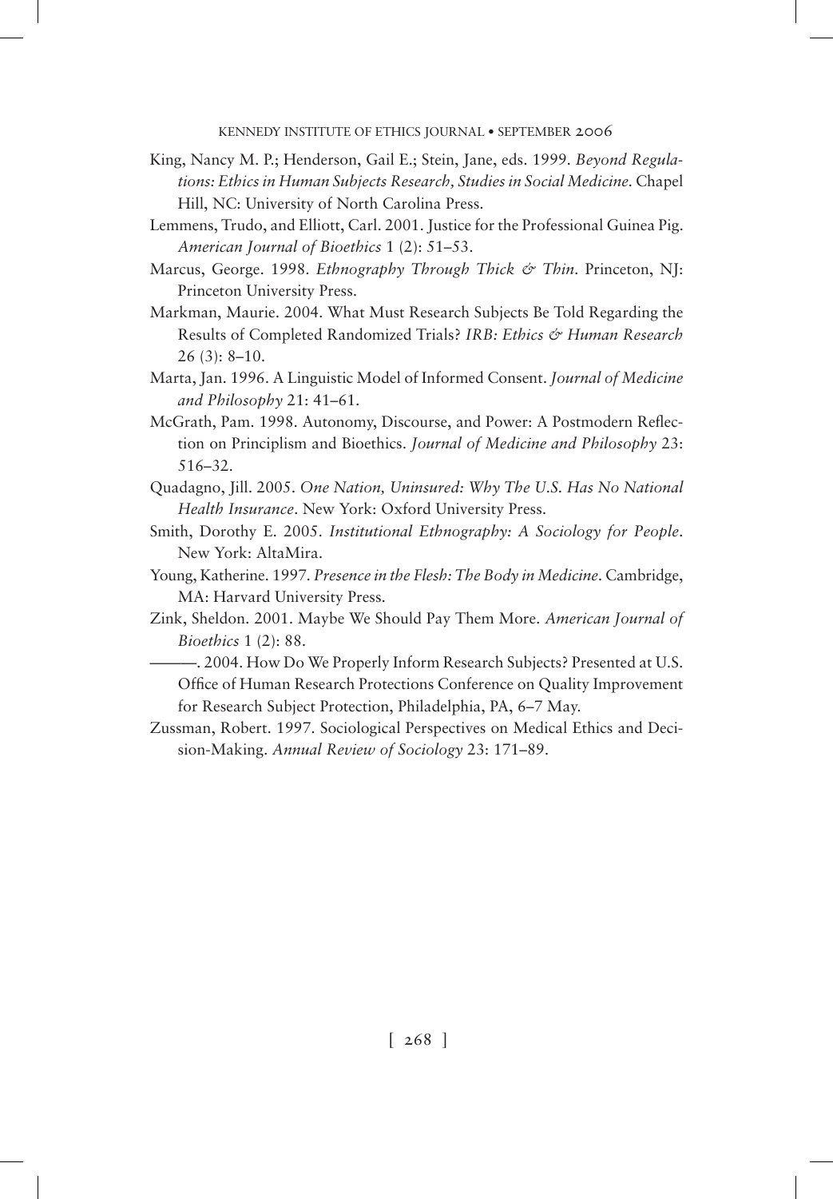King, Nancy M. P.; Henderson, Gail E.; Stein, Jane, eds. 1999. *Beyond Regulations: Ethics in Human Subjects Research, Studies in Social Medicine*. Chapel Hill, NC: University of North Carolina Press.

Lemmens, Trudo, and Elliott, Carl. 2001. Justice for the Professional Guinea Pig. *American Journal of Bioethics* 1 (2): 51–53.

Marcus, George. 1998. *Ethnography Through Thick & Thin*. Princeton, NJ: Princeton University Press.

Markman, Maurie. 2004. What Must Research Subjects Be Told Regarding the Results of Completed Randomized Trials? *IRB: Ethics & Human Research* 26 (3): 8–10.

Marta, Jan. 1996. A Linguistic Model of Informed Consent. *Journal of Medicine and Philosophy* 21: 41–61.

McGrath, Pam. 1998. Autonomy, Discourse, and Power: A Postmodern Reflection on Principlism and Bioethics. *Journal of Medicine and Philosophy* 23: 516–32.

Quadagno, Jill. 2005. *One Nation, Uninsured: Why The U.S. Has No National Health Insurance*. New York: Oxford University Press.

Smith, Dorothy E. 2005. *Institutional Ethnography: A Sociology for People*. New York: AltaMira.

Young, Katherine. 1997. *Presence in the Flesh: The Body in Medicine*. Cambridge, MA: Harvard University Press.

Zink, Sheldon. 2001. Maybe We Should Pay Them More. *American Journal of Bioethics* 1 (2): 88.

———. 2004. How Do We Properly Inform Research Subjects? Presented at U.S. Office of Human Research Protections Conference on Quality Improvement for Research Subject Protection, Philadelphia, PA, 6–7 May.

Zussman, Robert. 1997. Sociological Perspectives on Medical Ethics and Decision-Making. *Annual Review of Sociology* 23: 171–89.